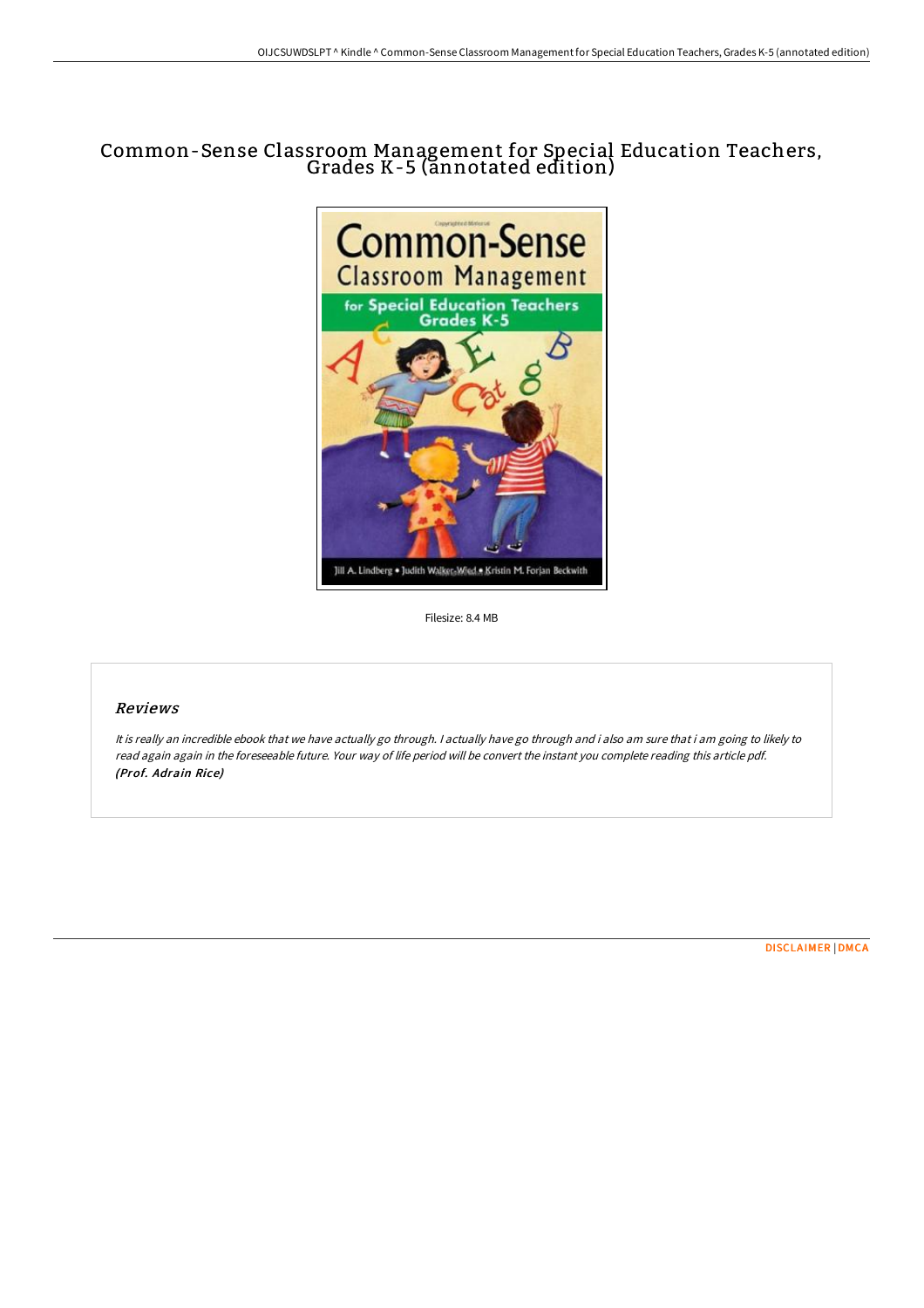# Common-Sense Classroom Management for Special Education Teachers, Grades K-5 (annotated edition)

Filesize: 8.4 MB

## Reviews

*It is really an incredible ebook that we have actually go through. I actually have go through and i also am sure that i am going to likely to read again again in the foreseeable future. Your way of life period will be convert the instant you complete reading this article pdf.*
***(Prof. Adrain Rice)***

DISCLAIMER | DMCA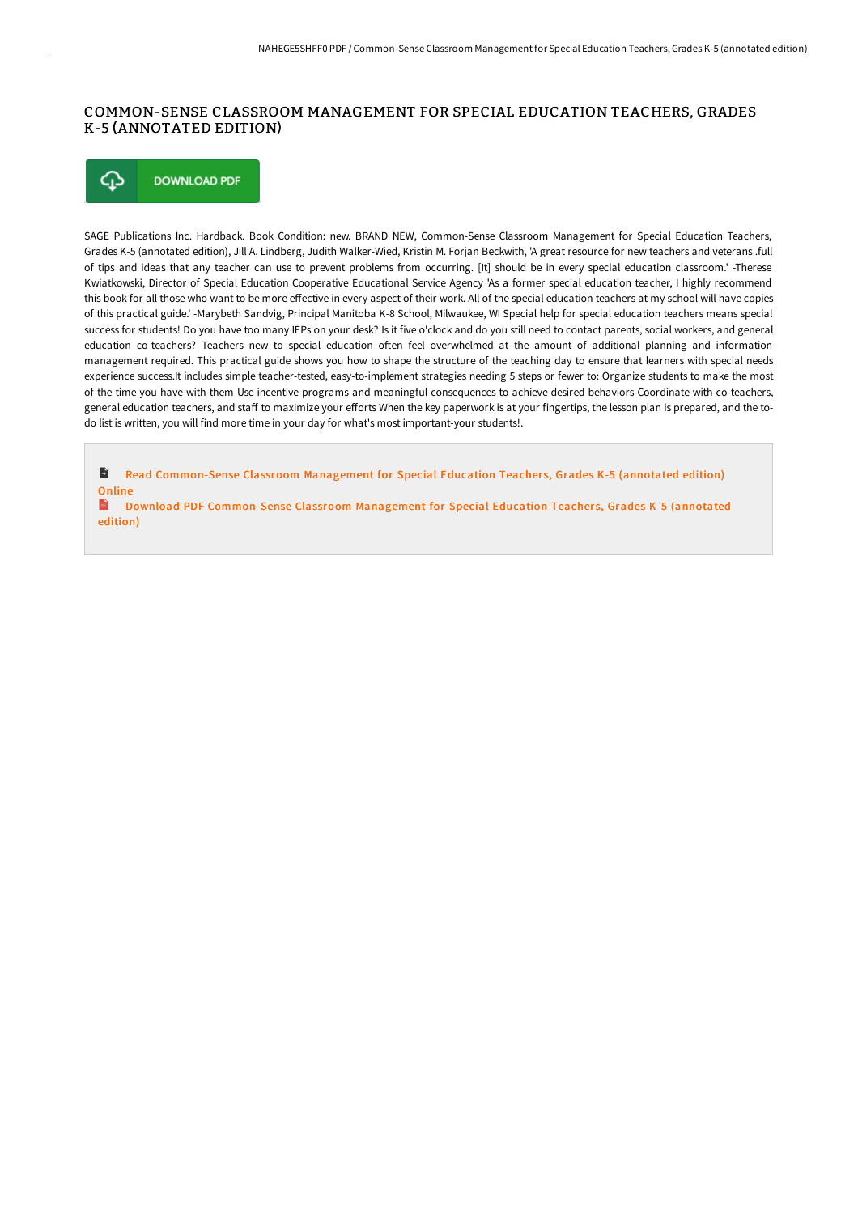# COMMON-SENSE CLASSROOM MANAGEMENT FOR SPECIAL EDUCATION TEACHERS, GRADES K-5 (ANNOTATED EDITION)

DOWNLOAD PDF

SAGE Publications Inc. Hardback. Book Condition: new. BRAND NEW, Common-Sense Classroom Management for Special Education Teachers, Grades K-5 (annotated edition), Jill A. Lindberg, Judith Walker-Wied, Kristin M. Forjan Beckwith, 'A great resource for new teachers and veterans .full of tips and ideas that any teacher can use to prevent problems from occurring. [It] should be in every special education classroom.' -Therese Kwiatkowski, Director of Special Education Cooperative Educational Service Agency 'As a former special education teacher, I highly recommend this book for all those who want to be more effective in every aspect of their work. All of the special education teachers at my school will have copies of this practical guide.' -Marybeth Sandvig, Principal Manitoba K-8 School, Milwaukee, WI Special help for special education teachers means special success for students! Do you have too many IEPs on your desk? Is it five o'clock and do you still need to contact parents, social workers, and general education co-teachers? Teachers new to special education often feel overwhelmed at the amount of additional planning and information management required. This practical guide shows you how to shape the structure of the teaching day to ensure that learners with special needs experience success.It includes simple teacher-tested, easy-to-implement strategies needing 5 steps or fewer to: Organize students to make the most of the time you have with them Use incentive programs and meaningful consequences to achieve desired behaviors Coordinate with co-teachers, general education teachers, and staff to maximize your efforts When the key paperwork is at your fingertips, the lesson plan is prepared, and the to-do list is written, you will find more time in your day for what's most important-your students!.

Read Common-Sense Classroom Management for Special Education Teachers, Grades K-5 (annotated edition) Online

Download PDF Common-Sense Classroom Management for Special Education Teachers, Grades K-5 (annotated edition)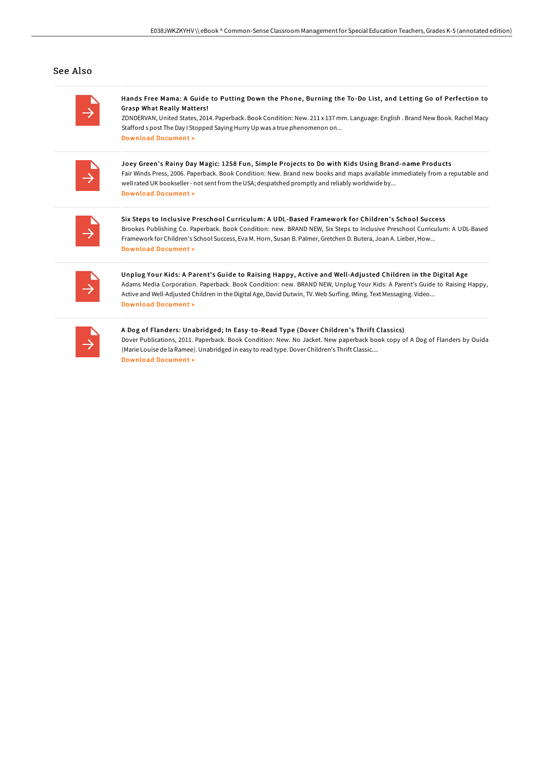## See Also

**Hands Free Mama: A Guide to Putting Down the Phone, Burning the To-Do List, and Letting Go of Perfection to Grasp What Really Matters!**

ZONDERVAN, United States, 2014. Paperback. Book Condition: New. 211 x 137 mm. Language: English . Brand New Book. Rachel Macy Stafford s post The Day I Stopped Saying Hurry Up was a true phenomenon on...

Download Document »

**Joey Green's Rainy Day Magic: 1258 Fun, Simple Projects to Do with Kids Using Brand-name Products**

Fair Winds Press, 2006. Paperback. Book Condition: New. Brand new books and maps available immediately from a reputable and well rated UK bookseller - not sent from the USA; despatched promptly and reliably worldwide by...

Download Document »

**Six Steps to Inclusive Preschool Curriculum: A UDL-Based Framework for Children's School Success**

Brookes Publishing Co. Paperback. Book Condition: new. BRAND NEW, Six Steps to Inclusive Preschool Curriculum: A UDL-Based Framework for Children's School Success, Eva M. Horn, Susan B. Palmer, Gretchen D. Butera, Joan A. Lieber, How...

Download Document »

**Unplug Your Kids: A Parent's Guide to Raising Happy, Active and Well-Adjusted Children in the Digital Age**

Adams Media Corporation. Paperback. Book Condition: new. BRAND NEW, Unplug Your Kids: A Parent's Guide to Raising Happy, Active and Well-Adjusted Children in the Digital Age, David Dutwin, TV. Web Surfing. IMing. Text Messaging. Video...

Download Document »

**A Dog of Flanders: Unabridged; In Easy-to-Read Type (Dover Children's Thrift Classics)**

Dover Publications, 2011. Paperback. Book Condition: New. No Jacket. New paperback book copy of A Dog of Flanders by Ouida (Marie Louise de la Ramee). Unabridged in easy to read type. Dover Children's Thrift Classic....

Download Document »